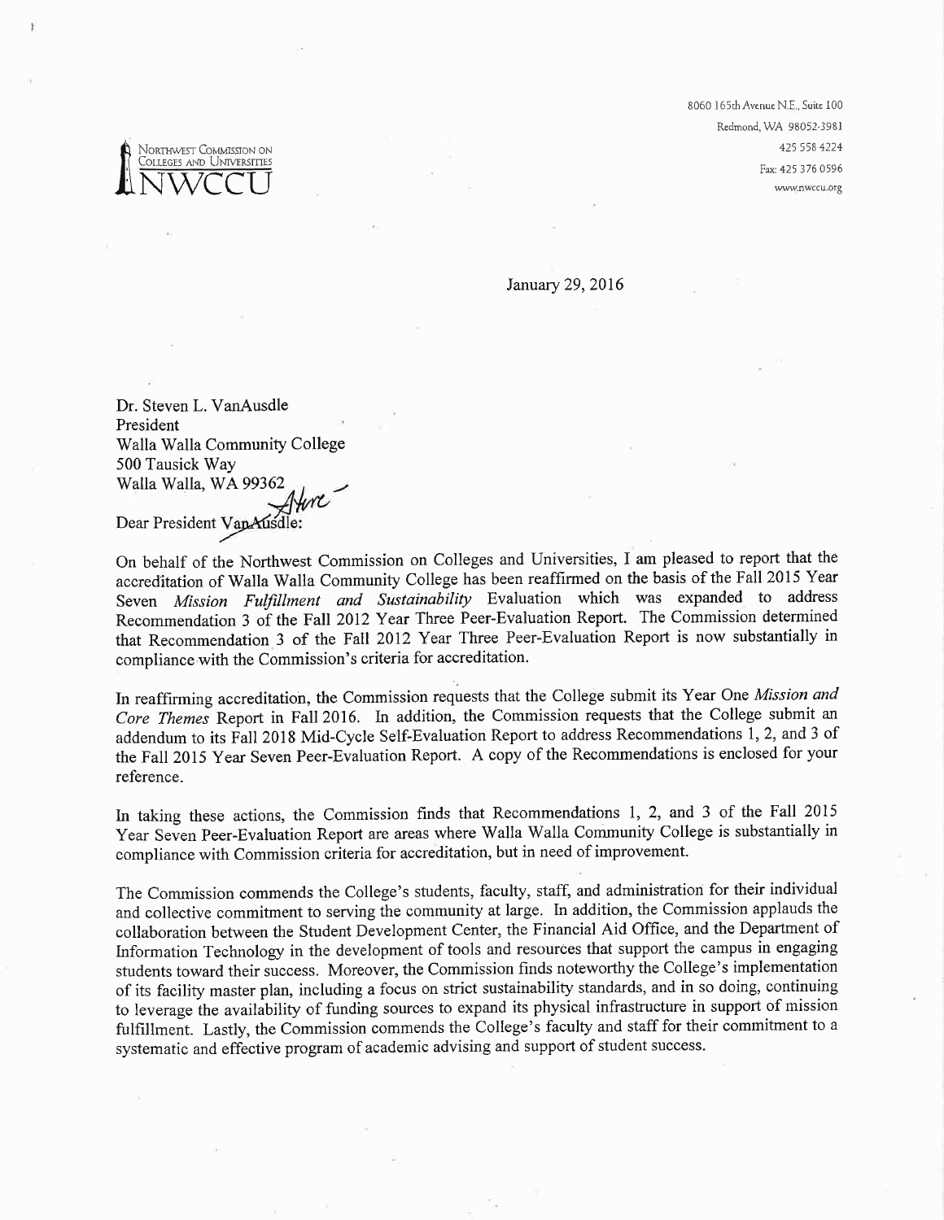Northwest Commission on Colleges and Universities
NWCCU

8060 165th Avenue N.E., Suite 100
Redmond, WA 98052-3981
425 558 4224
Fax: 425 376 0596
www.nwccu.org

January 29, 2016

Dr. Steven L. VanAusdle
President
Walla Walla Community College
500 Tausick Way
Walla Walla, WA 99362

Dear President VanAusdle:

On behalf of the Northwest Commission on Colleges and Universities, I am pleased to report that the accreditation of Walla Walla Community College has been reaffirmed on the basis of the Fall 2015 Year Seven *Mission Fulfillment and Sustainability* Evaluation which was expanded to address Recommendation 3 of the Fall 2012 Year Three Peer-Evaluation Report. The Commission determined that Recommendation 3 of the Fall 2012 Year Three Peer-Evaluation Report is now substantially in compliance with the Commission's criteria for accreditation.

In reaffirming accreditation, the Commission requests that the College submit its Year One *Mission and Core Themes* Report in Fall 2016. In addition, the Commission requests that the College submit an addendum to its Fall 2018 Mid-Cycle Self-Evaluation Report to address Recommendations 1, 2, and 3 of the Fall 2015 Year Seven Peer-Evaluation Report. A copy of the Recommendations is enclosed for your reference.

In taking these actions, the Commission finds that Recommendations 1, 2, and 3 of the Fall 2015 Year Seven Peer-Evaluation Report are areas where Walla Walla Community College is substantially in compliance with Commission criteria for accreditation, but in need of improvement.

The Commission commends the College's students, faculty, staff, and administration for their individual and collective commitment to serving the community at large. In addition, the Commission applauds the collaboration between the Student Development Center, the Financial Aid Office, and the Department of Information Technology in the development of tools and resources that support the campus in engaging students toward their success. Moreover, the Commission finds noteworthy the College's implementation of its facility master plan, including a focus on strict sustainability standards, and in so doing, continuing to leverage the availability of funding sources to expand its physical infrastructure in support of mission fulfillment. Lastly, the Commission commends the College's faculty and staff for their commitment to a systematic and effective program of academic advising and support of student success.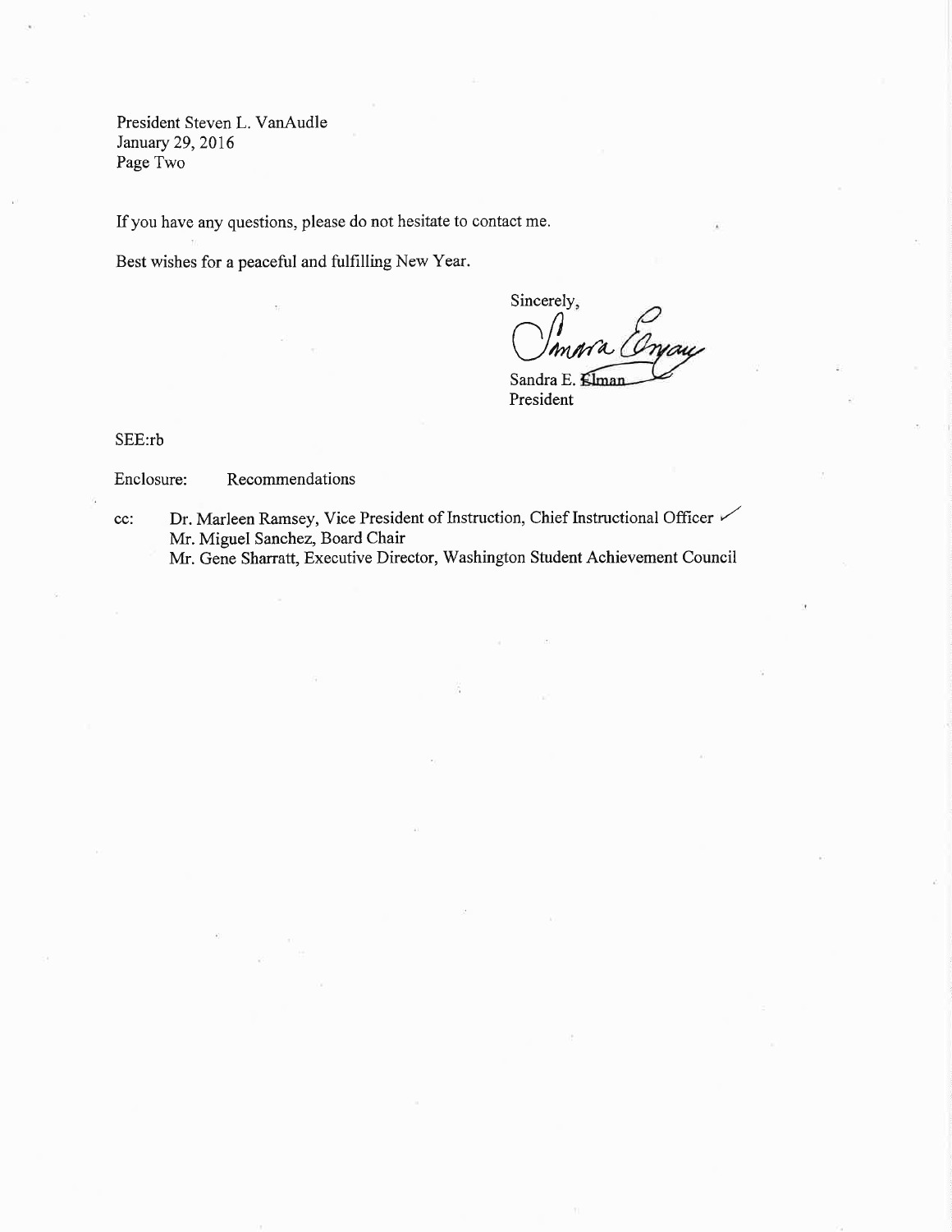President Steven L. VanAudle
January 29, 2016
Page Two

If you have any questions, please do not hesitate to contact me.

Best wishes for a peaceful and fulfilling New Year.

Sincerely,

Sandra E. Elman
President

SEE:rb

Enclosure: Recommendations

cc: Dr. Marleen Ramsey, Vice President of Instruction, Chief Instructional Officer
Mr. Miguel Sanchez, Board Chair
Mr. Gene Sharratt, Executive Director, Washington Student Achievement Council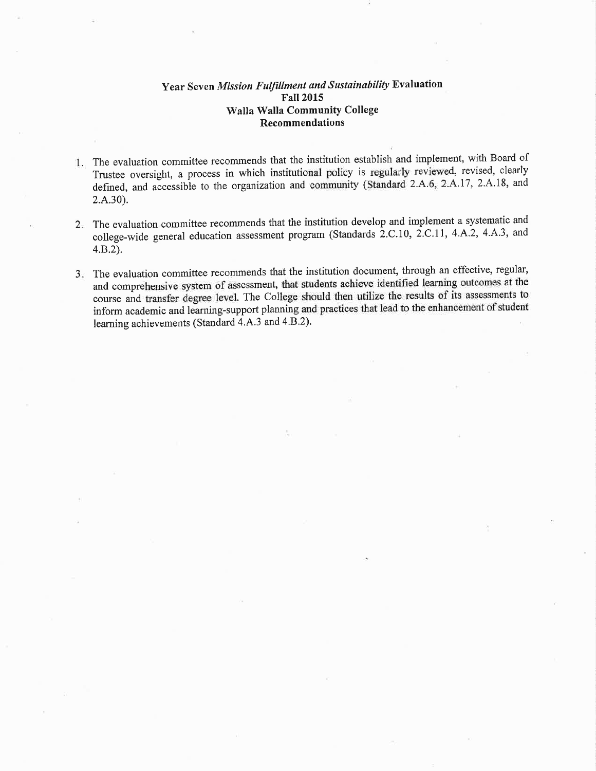**Year Seven *Mission Fulfillment and Sustainability* Evaluation**
**Fall 2015**
**Walla Walla Community College**
**Recommendations**

1. The evaluation committee recommends that the institution establish and implement, with Board of Trustee oversight, a process in which institutional policy is regularly reviewed, revised, clearly defined, and accessible to the organization and community (Standard 2.A.6, 2.A.17, 2.A.18, and 2.A.30).

2. The evaluation committee recommends that the institution develop and implement a systematic and college-wide general education assessment program (Standards 2.C.10, 2.C.11, 4.A.2, 4.A.3, and 4.B.2).

3. The evaluation committee recommends that the institution document, through an effective, regular, and comprehensive system of assessment, that students achieve identified learning outcomes at the course and transfer degree level. The College should then utilize the results of its assessments to inform academic and learning-support planning and practices that lead to the enhancement of student learning achievements (Standard 4.A.3 and 4.B.2).